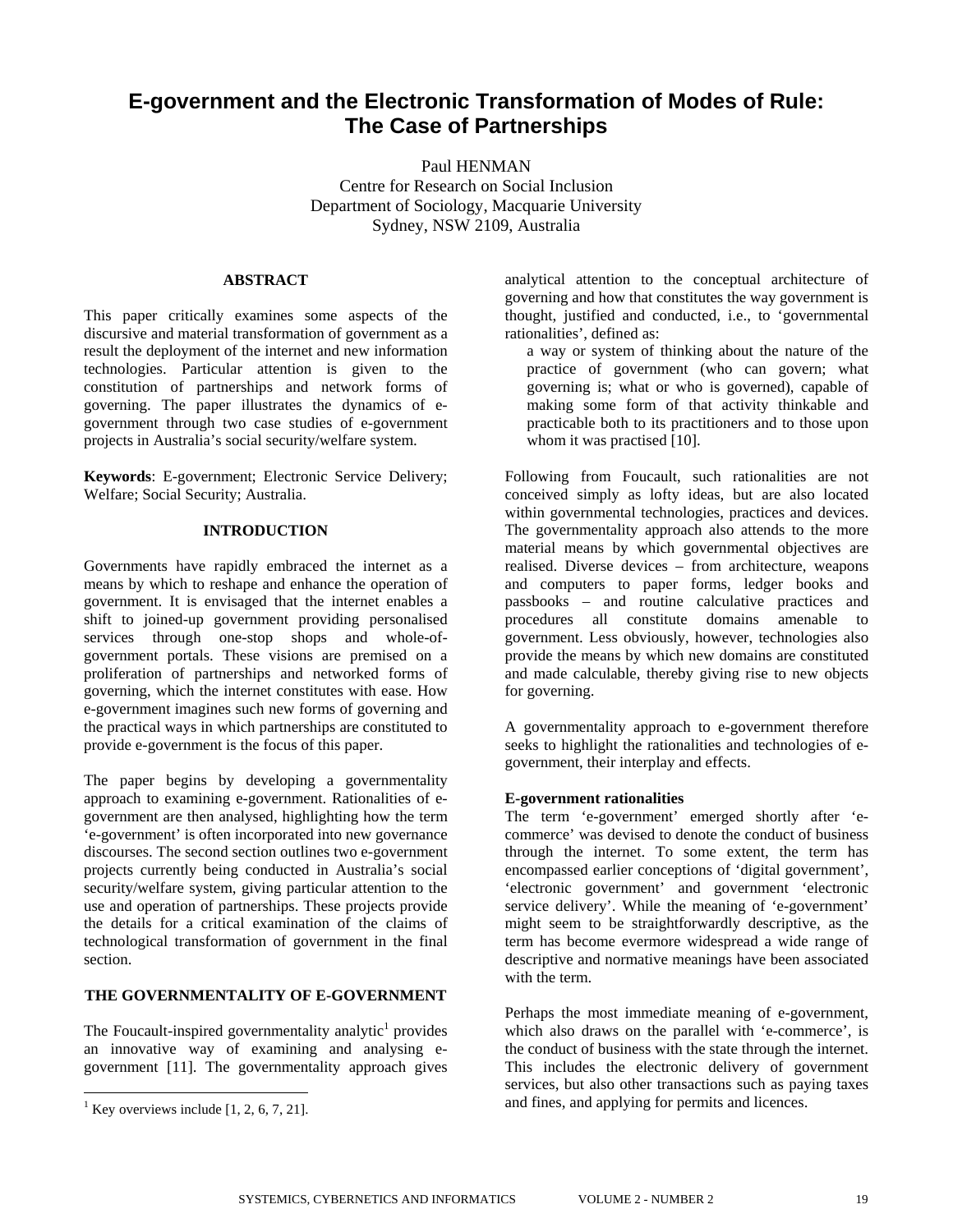# E-government and the Electronic Transformation of Modes of Rule: The Case of Partnerships

Paul HENMAN
Centre for Research on Social Inclusion
Department of Sociology, Macquarie University
Sydney, NSW 2109, Australia

## ABSTRACT

This paper critically examines some aspects of the discursive and material transformation of government as a result the deployment of the internet and new information technologies. Particular attention is given to the constitution of partnerships and network forms of governing. The paper illustrates the dynamics of e-government through two case studies of e-government projects in Australia's social security/welfare system.

**Keywords**: E-government; Electronic Service Delivery; Welfare; Social Security; Australia.

## INTRODUCTION

Governments have rapidly embraced the internet as a means by which to reshape and enhance the operation of government. It is envisaged that the internet enables a shift to joined-up government providing personalised services through one-stop shops and whole-of-government portals. These visions are premised on a proliferation of partnerships and networked forms of governing, which the internet constitutes with ease. How e-government imagines such new forms of governing and the practical ways in which partnerships are constituted to provide e-government is the focus of this paper.

The paper begins by developing a governmentality approach to examining e-government. Rationalities of e-government are then analysed, highlighting how the term 'e-government' is often incorporated into new governance discourses. The second section outlines two e-government projects currently being conducted in Australia's social security/welfare system, giving particular attention to the use and operation of partnerships. These projects provide the details for a critical examination of the claims of technological transformation of government in the final section.

## THE GOVERNMENTALITY OF E-GOVERNMENT

The Foucault-inspired governmentality analytic[1] provides an innovative way of examining and analysing e-government [11]. The governmentality approach gives analytical attention to the conceptual architecture of governing and how that constitutes the way government is thought, justified and conducted, i.e., to 'governmental rationalities', defined as:

> a way or system of thinking about the nature of the practice of government (who can govern; what governing is; what or who is governed), capable of making some form of that activity thinkable and practicable both to its practitioners and to those upon whom it was practised [10].

Following from Foucault, such rationalities are not conceived simply as lofty ideas, but are also located within governmental technologies, practices and devices. The governmentality approach also attends to the more material means by which governmental objectives are realised. Diverse devices – from architecture, weapons and computers to paper forms, ledger books and passbooks – and routine calculative practices and procedures all constitute domains amenable to government. Less obviously, however, technologies also provide the means by which new domains are constituted and made calculable, thereby giving rise to new objects for governing.

A governmentality approach to e-government therefore seeks to highlight the rationalities and technologies of e-government, their interplay and effects.

### E-government rationalities

The term 'e-government' emerged shortly after 'e-commerce' was devised to denote the conduct of business through the internet. To some extent, the term has encompassed earlier conceptions of 'digital government', 'electronic government' and government 'electronic service delivery'. While the meaning of 'e-government' might seem to be straightforwardly descriptive, as the term has become evermore widespread a wide range of descriptive and normative meanings have been associated with the term.

Perhaps the most immediate meaning of e-government, which also draws on the parallel with 'e-commerce', is the conduct of business with the state through the internet. This includes the electronic delivery of government services, but also other transactions such as paying taxes and fines, and applying for permits and licences.

[1] Key overviews include [1, 2, 6, 7, 21].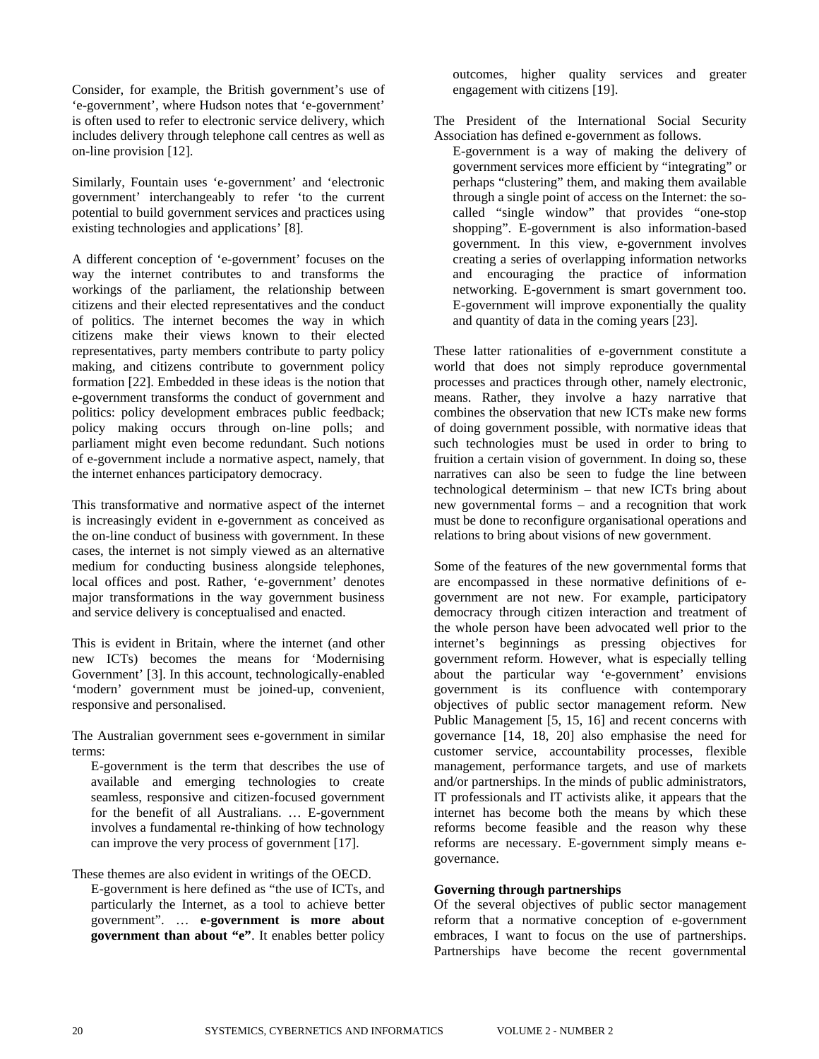Consider, for example, the British government's use of 'e-government', where Hudson notes that 'e-government' is often used to refer to electronic service delivery, which includes delivery through telephone call centres as well as on-line provision [12].

Similarly, Fountain uses 'e-government' and 'electronic government' interchangeably to refer 'to the current potential to build government services and practices using existing technologies and applications' [8].

A different conception of 'e-government' focuses on the way the internet contributes to and transforms the workings of the parliament, the relationship between citizens and their elected representatives and the conduct of politics. The internet becomes the way in which citizens make their views known to their elected representatives, party members contribute to party policy making, and citizens contribute to government policy formation [22]. Embedded in these ideas is the notion that e-government transforms the conduct of government and politics: policy development embraces public feedback; policy making occurs through on-line polls; and parliament might even become redundant. Such notions of e-government include a normative aspect, namely, that the internet enhances participatory democracy.

This transformative and normative aspect of the internet is increasingly evident in e-government as conceived as the on-line conduct of business with government. In these cases, the internet is not simply viewed as an alternative medium for conducting business alongside telephones, local offices and post. Rather, 'e-government' denotes major transformations in the way government business and service delivery is conceptualised and enacted.

This is evident in Britain, where the internet (and other new ICTs) becomes the means for 'Modernising Government' [3]. In this account, technologically-enabled 'modern' government must be joined-up, convenient, responsive and personalised.

The Australian government sees e-government in similar terms:

> E-government is the term that describes the use of available and emerging technologies to create seamless, responsive and citizen-focused government for the benefit of all Australians. … E-government involves a fundamental re-thinking of how technology can improve the very process of government [17].

These themes are also evident in writings of the OECD.

> E-government is here defined as "the use of ICTs, and particularly the Internet, as a tool to achieve better government". … **e-government is more about government than about "e"**. It enables better policy outcomes, higher quality services and greater engagement with citizens [19].

The President of the International Social Security Association has defined e-government as follows.

> E-government is a way of making the delivery of government services more efficient by "integrating" or perhaps "clustering" them, and making them available through a single point of access on the Internet: the so-called "single window" that provides "one-stop shopping". E-government is also information-based government. In this view, e-government involves creating a series of overlapping information networks and encouraging the practice of information networking. E-government is smart government too. E-government will improve exponentially the quality and quantity of data in the coming years [23].

These latter rationalities of e-government constitute a world that does not simply reproduce governmental processes and practices through other, namely electronic, means. Rather, they involve a hazy narrative that combines the observation that new ICTs make new forms of doing government possible, with normative ideas that such technologies must be used in order to bring to fruition a certain vision of government. In doing so, these narratives can also be seen to fudge the line between technological determinism – that new ICTs bring about new governmental forms – and a recognition that work must be done to reconfigure organisational operations and relations to bring about visions of new government.

Some of the features of the new governmental forms that are encompassed in these normative definitions of e-government are not new. For example, participatory democracy through citizen interaction and treatment of the whole person have been advocated well prior to the internet's beginnings as pressing objectives for government reform. However, what is especially telling about the particular way 'e-government' envisions government is its confluence with contemporary objectives of public sector management reform. New Public Management [5, 15, 16] and recent concerns with governance [14, 18, 20] also emphasise the need for customer service, accountability processes, flexible management, performance targets, and use of markets and/or partnerships. In the minds of public administrators, IT professionals and IT activists alike, it appears that the internet has become both the means by which these reforms become feasible and the reason why these reforms are necessary. E-government simply means e-governance.

**Governing through partnerships**

Of the several objectives of public sector management reform that a normative conception of e-government embraces, I want to focus on the use of partnerships. Partnerships have become the recent governmental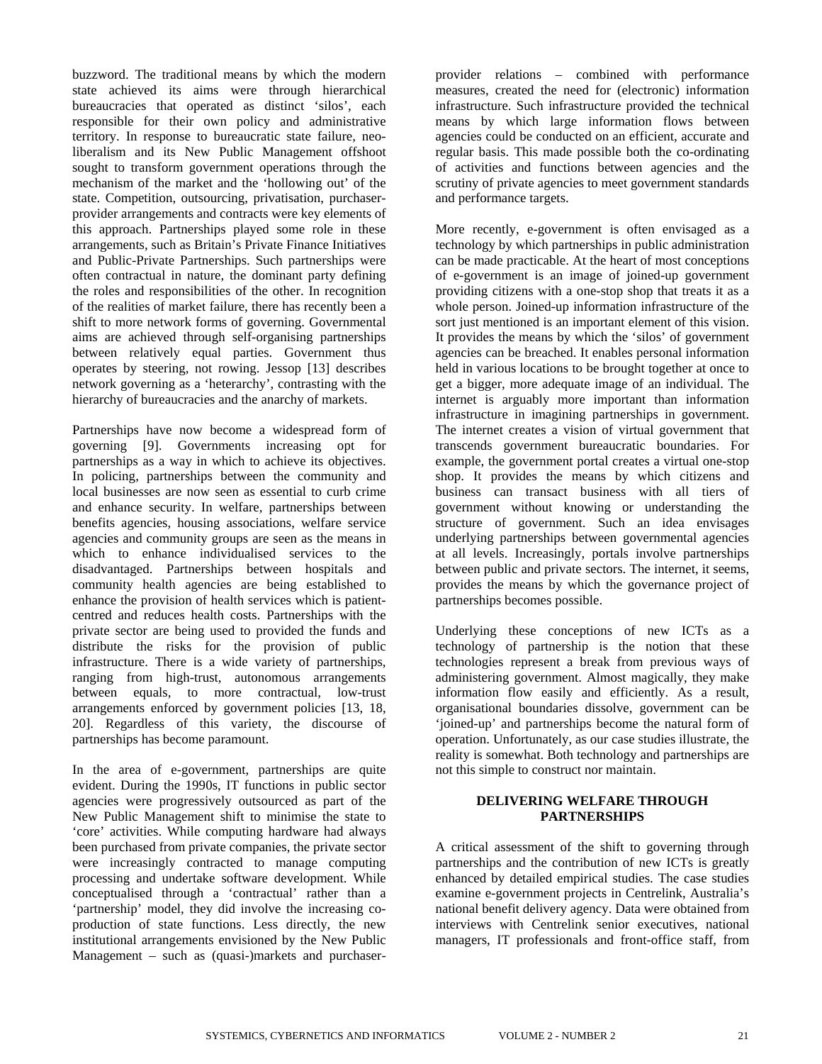buzzword. The traditional means by which the modern state achieved its aims were through hierarchical bureaucracies that operated as distinct 'silos', each responsible for their own policy and administrative territory. In response to bureaucratic state failure, neo-liberalism and its New Public Management offshoot sought to transform government operations through the mechanism of the market and the 'hollowing out' of the state. Competition, outsourcing, privatisation, purchaser-provider arrangements and contracts were key elements of this approach. Partnerships played some role in these arrangements, such as Britain's Private Finance Initiatives and Public-Private Partnerships. Such partnerships were often contractual in nature, the dominant party defining the roles and responsibilities of the other. In recognition of the realities of market failure, there has recently been a shift to more network forms of governing. Governmental aims are achieved through self-organising partnerships between relatively equal parties. Government thus operates by steering, not rowing. Jessop [13] describes network governing as a 'heterarchy', contrasting with the hierarchy of bureaucracies and the anarchy of markets.

Partnerships have now become a widespread form of governing [9]. Governments increasing opt for partnerships as a way in which to achieve its objectives. In policing, partnerships between the community and local businesses are now seen as essential to curb crime and enhance security. In welfare, partnerships between benefits agencies, housing associations, welfare service agencies and community groups are seen as the means in which to enhance individualised services to the disadvantaged. Partnerships between hospitals and community health agencies are being established to enhance the provision of health services which is patient-centred and reduces health costs. Partnerships with the private sector are being used to provided the funds and distribute the risks for the provision of public infrastructure. There is a wide variety of partnerships, ranging from high-trust, autonomous arrangements between equals, to more contractual, low-trust arrangements enforced by government policies [13, 18, 20]. Regardless of this variety, the discourse of partnerships has become paramount.

In the area of e-government, partnerships are quite evident. During the 1990s, IT functions in public sector agencies were progressively outsourced as part of the New Public Management shift to minimise the state to 'core' activities. While computing hardware had always been purchased from private companies, the private sector were increasingly contracted to manage computing processing and undertake software development. While conceptualised through a 'contractual' rather than a 'partnership' model, they did involve the increasing co-production of state functions. Less directly, the new institutional arrangements envisioned by the New Public Management – such as (quasi-)markets and purchaser-provider relations – combined with performance measures, created the need for (electronic) information infrastructure. Such infrastructure provided the technical means by which large information flows between agencies could be conducted on an efficient, accurate and regular basis. This made possible both the co-ordinating of activities and functions between agencies and the scrutiny of private agencies to meet government standards and performance targets.

More recently, e-government is often envisaged as a technology by which partnerships in public administration can be made practicable. At the heart of most conceptions of e-government is an image of joined-up government providing citizens with a one-stop shop that treats it as a whole person. Joined-up information infrastructure of the sort just mentioned is an important element of this vision. It provides the means by which the 'silos' of government agencies can be breached. It enables personal information held in various locations to be brought together at once to get a bigger, more adequate image of an individual. The internet is arguably more important than information infrastructure in imagining partnerships in government. The internet creates a vision of virtual government that transcends government bureaucratic boundaries. For example, the government portal creates a virtual one-stop shop. It provides the means by which citizens and business can transact business with all tiers of government without knowing or understanding the structure of government. Such an idea envisages underlying partnerships between governmental agencies at all levels. Increasingly, portals involve partnerships between public and private sectors. The internet, it seems, provides the means by which the governance project of partnerships becomes possible.

Underlying these conceptions of new ICTs as a technology of partnership is the notion that these technologies represent a break from previous ways of administering government. Almost magically, they make information flow easily and efficiently. As a result, organisational boundaries dissolve, government can be 'joined-up' and partnerships become the natural form of operation. Unfortunately, as our case studies illustrate, the reality is somewhat. Both technology and partnerships are not this simple to construct nor maintain.

## DELIVERING WELFARE THROUGH PARTNERSHIPS

A critical assessment of the shift to governing through partnerships and the contribution of new ICTs is greatly enhanced by detailed empirical studies. The case studies examine e-government projects in Centrelink, Australia's national benefit delivery agency. Data were obtained from interviews with Centrelink senior executives, national managers, IT professionals and front-office staff, from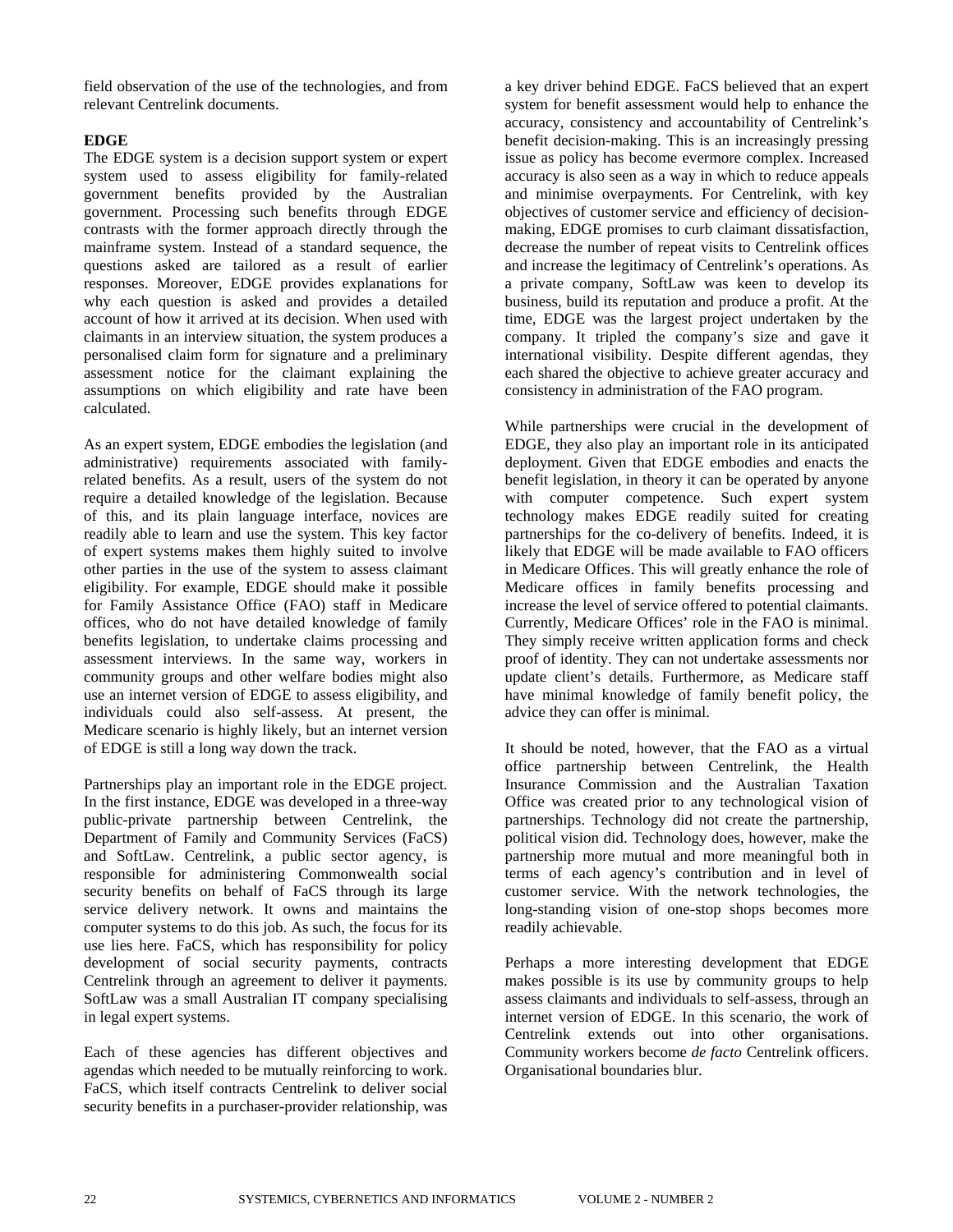field observation of the use of the technologies, and from relevant Centrelink documents.

**EDGE**

The EDGE system is a decision support system or expert system used to assess eligibility for family-related government benefits provided by the Australian government. Processing such benefits through EDGE contrasts with the former approach directly through the mainframe system. Instead of a standard sequence, the questions asked are tailored as a result of earlier responses. Moreover, EDGE provides explanations for why each question is asked and provides a detailed account of how it arrived at its decision. When used with claimants in an interview situation, the system produces a personalised claim form for signature and a preliminary assessment notice for the claimant explaining the assumptions on which eligibility and rate have been calculated.

As an expert system, EDGE embodies the legislation (and administrative) requirements associated with family-related benefits. As a result, users of the system do not require a detailed knowledge of the legislation. Because of this, and its plain language interface, novices are readily able to learn and use the system. This key factor of expert systems makes them highly suited to involve other parties in the use of the system to assess claimant eligibility. For example, EDGE should make it possible for Family Assistance Office (FAO) staff in Medicare offices, who do not have detailed knowledge of family benefits legislation, to undertake claims processing and assessment interviews. In the same way, workers in community groups and other welfare bodies might also use an internet version of EDGE to assess eligibility, and individuals could also self-assess. At present, the Medicare scenario is highly likely, but an internet version of EDGE is still a long way down the track.

Partnerships play an important role in the EDGE project. In the first instance, EDGE was developed in a three-way public-private partnership between Centrelink, the Department of Family and Community Services (FaCS) and SoftLaw. Centrelink, a public sector agency, is responsible for administering Commonwealth social security benefits on behalf of FaCS through its large service delivery network. It owns and maintains the computer systems to do this job. As such, the focus for its use lies here. FaCS, which has responsibility for policy development of social security payments, contracts Centrelink through an agreement to deliver it payments. SoftLaw was a small Australian IT company specialising in legal expert systems.

Each of these agencies has different objectives and agendas which needed to be mutually reinforcing to work. FaCS, which itself contracts Centrelink to deliver social security benefits in a purchaser-provider relationship, was a key driver behind EDGE. FaCS believed that an expert system for benefit assessment would help to enhance the accuracy, consistency and accountability of Centrelink's benefit decision-making. This is an increasingly pressing issue as policy has become evermore complex. Increased accuracy is also seen as a way in which to reduce appeals and minimise overpayments. For Centrelink, with key objectives of customer service and efficiency of decision-making, EDGE promises to curb claimant dissatisfaction, decrease the number of repeat visits to Centrelink offices and increase the legitimacy of Centrelink's operations. As a private company, SoftLaw was keen to develop its business, build its reputation and produce a profit. At the time, EDGE was the largest project undertaken by the company. It tripled the company's size and gave it international visibility. Despite different agendas, they each shared the objective to achieve greater accuracy and consistency in administration of the FAO program.

While partnerships were crucial in the development of EDGE, they also play an important role in its anticipated deployment. Given that EDGE embodies and enacts the benefit legislation, in theory it can be operated by anyone with computer competence. Such expert system technology makes EDGE readily suited for creating partnerships for the co-delivery of benefits. Indeed, it is likely that EDGE will be made available to FAO officers in Medicare Offices. This will greatly enhance the role of Medicare offices in family benefits processing and increase the level of service offered to potential claimants. Currently, Medicare Offices' role in the FAO is minimal. They simply receive written application forms and check proof of identity. They can not undertake assessments nor update client's details. Furthermore, as Medicare staff have minimal knowledge of family benefit policy, the advice they can offer is minimal.

It should be noted, however, that the FAO as a virtual office partnership between Centrelink, the Health Insurance Commission and the Australian Taxation Office was created prior to any technological vision of partnerships. Technology did not create the partnership, political vision did. Technology does, however, make the partnership more mutual and more meaningful both in terms of each agency's contribution and in level of customer service. With the network technologies, the long-standing vision of one-stop shops becomes more readily achievable.

Perhaps a more interesting development that EDGE makes possible is its use by community groups to help assess claimants and individuals to self-assess, through an internet version of EDGE. In this scenario, the work of Centrelink extends out into other organisations. Community workers become *de facto* Centrelink officers. Organisational boundaries blur.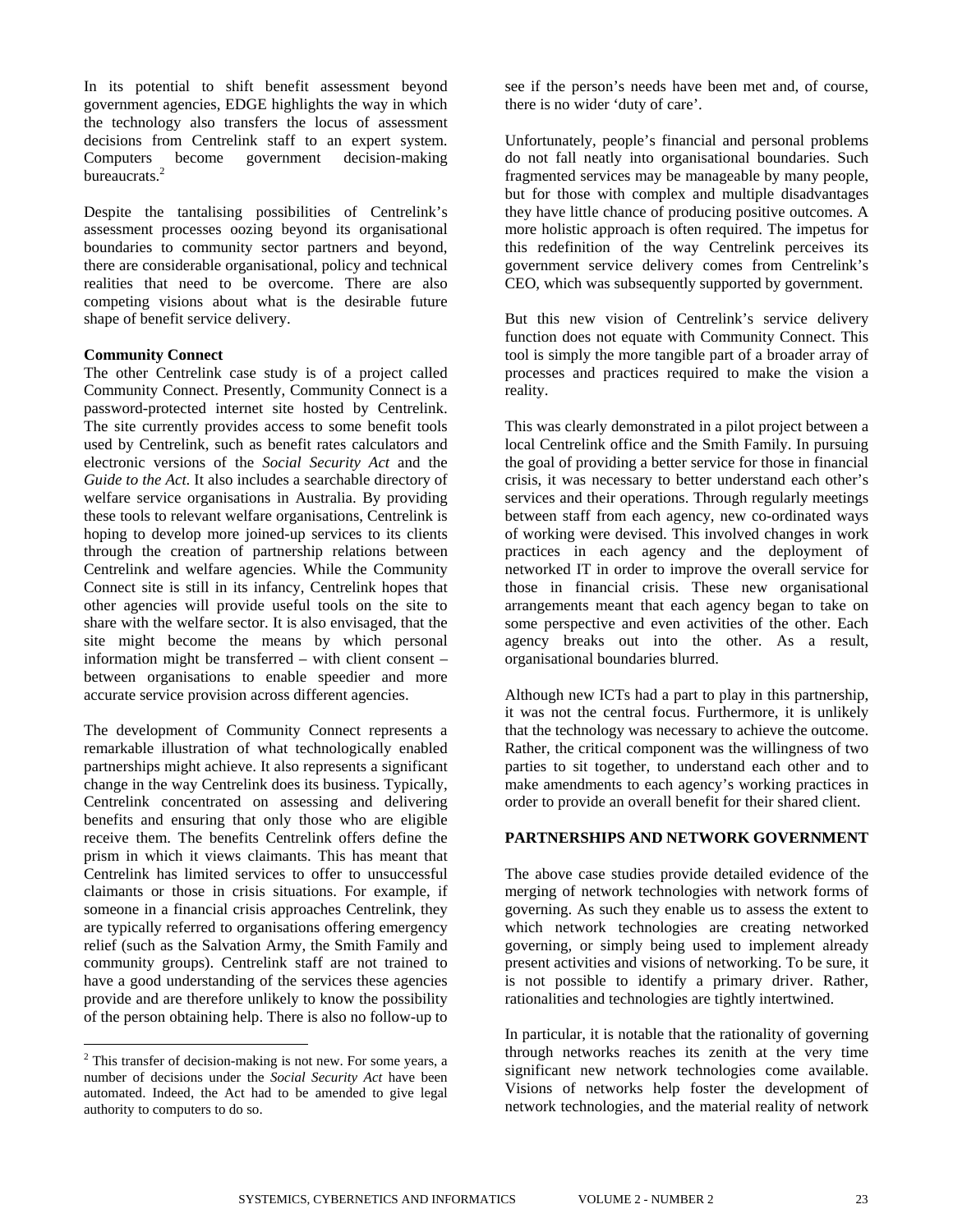In its potential to shift benefit assessment beyond government agencies, EDGE highlights the way in which the technology also transfers the locus of assessment decisions from Centrelink staff to an expert system. Computers become government decision-making bureaucrats.[2]

Despite the tantalising possibilities of Centrelink's assessment processes oozing beyond its organisational boundaries to community sector partners and beyond, there are considerable organisational, policy and technical realities that need to be overcome. There are also competing visions about what is the desirable future shape of benefit service delivery.

**Community Connect**

The other Centrelink case study is of a project called Community Connect. Presently, Community Connect is a password-protected internet site hosted by Centrelink. The site currently provides access to some benefit tools used by Centrelink, such as benefit rates calculators and electronic versions of the *Social Security Act* and the *Guide to the Act*. It also includes a searchable directory of welfare service organisations in Australia. By providing these tools to relevant welfare organisations, Centrelink is hoping to develop more joined-up services to its clients through the creation of partnership relations between Centrelink and welfare agencies. While the Community Connect site is still in its infancy, Centrelink hopes that other agencies will provide useful tools on the site to share with the welfare sector. It is also envisaged, that the site might become the means by which personal information might be transferred – with client consent – between organisations to enable speedier and more accurate service provision across different agencies.

The development of Community Connect represents a remarkable illustration of what technologically enabled partnerships might achieve. It also represents a significant change in the way Centrelink does its business. Typically, Centrelink concentrated on assessing and delivering benefits and ensuring that only those who are eligible receive them. The benefits Centrelink offers define the prism in which it views claimants. This has meant that Centrelink has limited services to offer to unsuccessful claimants or those in crisis situations. For example, if someone in a financial crisis approaches Centrelink, they are typically referred to organisations offering emergency relief (such as the Salvation Army, the Smith Family and community groups). Centrelink staff are not trained to have a good understanding of the services these agencies provide and are therefore unlikely to know the possibility of the person obtaining help. There is also no follow-up to see if the person's needs have been met and, of course, there is no wider 'duty of care'.

Unfortunately, people's financial and personal problems do not fall neatly into organisational boundaries. Such fragmented services may be manageable by many people, but for those with complex and multiple disadvantages they have little chance of producing positive outcomes. A more holistic approach is often required. The impetus for this redefinition of the way Centrelink perceives its government service delivery comes from Centrelink's CEO, which was subsequently supported by government.

But this new vision of Centrelink's service delivery function does not equate with Community Connect. This tool is simply the more tangible part of a broader array of processes and practices required to make the vision a reality.

This was clearly demonstrated in a pilot project between a local Centrelink office and the Smith Family. In pursuing the goal of providing a better service for those in financial crisis, it was necessary to better understand each other's services and their operations. Through regularly meetings between staff from each agency, new co-ordinated ways of working were devised. This involved changes in work practices in each agency and the deployment of networked IT in order to improve the overall service for those in financial crisis. These new organisational arrangements meant that each agency began to take on some perspective and even activities of the other. Each agency breaks out into the other. As a result, organisational boundaries blurred.

Although new ICTs had a part to play in this partnership, it was not the central focus. Furthermore, it is unlikely that the technology was necessary to achieve the outcome. Rather, the critical component was the willingness of two parties to sit together, to understand each other and to make amendments to each agency's working practices in order to provide an overall benefit for their shared client.

## PARTNERSHIPS AND NETWORK GOVERNMENT

The above case studies provide detailed evidence of the merging of network technologies with network forms of governing. As such they enable us to assess the extent to which network technologies are creating networked governing, or simply being used to implement already present activities and visions of networking. To be sure, it is not possible to identify a primary driver. Rather, rationalities and technologies are tightly intertwined.

In particular, it is notable that the rationality of governing through networks reaches its zenith at the very time significant new network technologies come available. Visions of networks help foster the development of network technologies, and the material reality of network

[2] This transfer of decision-making is not new. For some years, a number of decisions under the *Social Security Act* have been automated. Indeed, the Act had to be amended to give legal authority to computers to do so.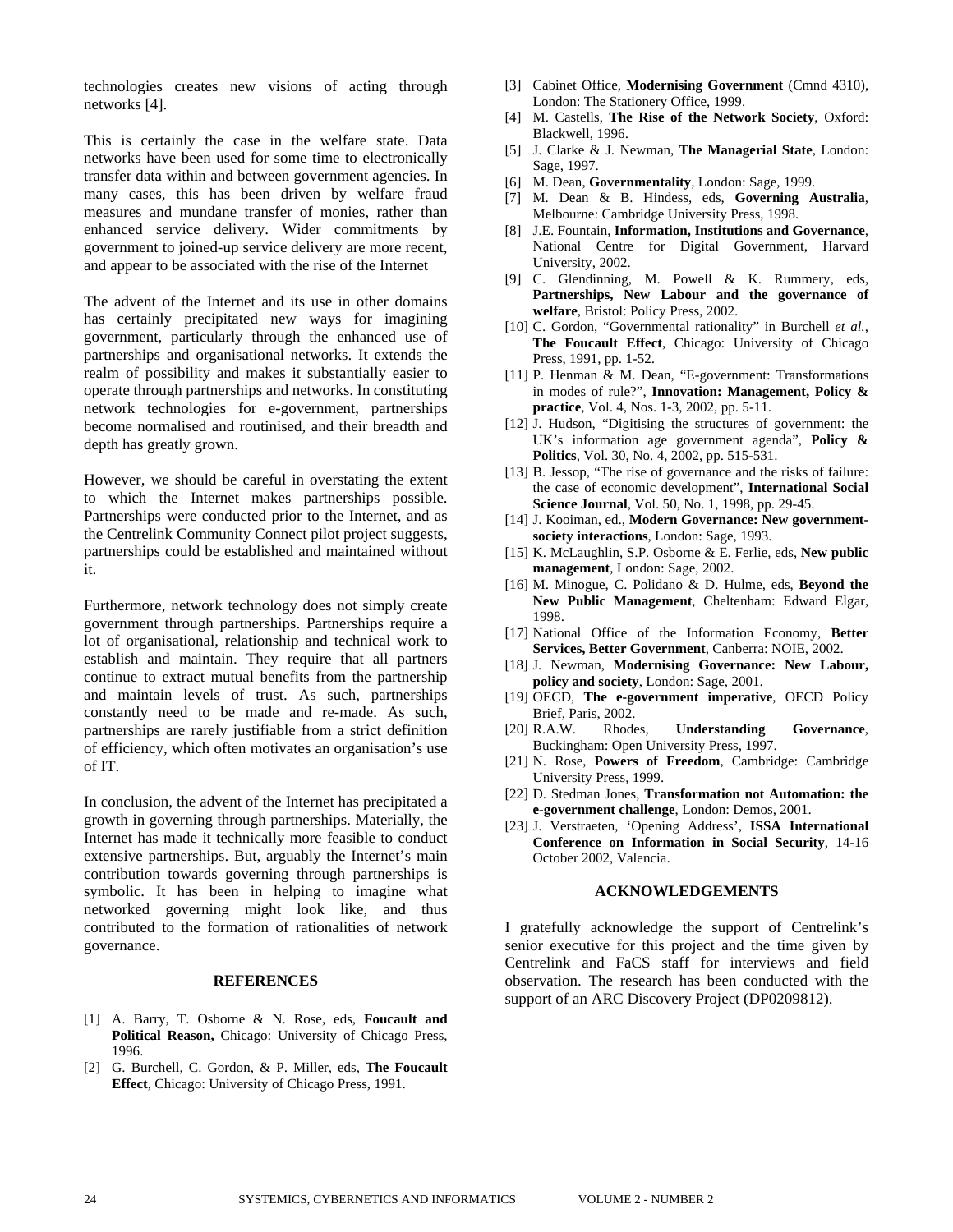technologies creates new visions of acting through networks [4].

This is certainly the case in the welfare state. Data networks have been used for some time to electronically transfer data within and between government agencies. In many cases, this has been driven by welfare fraud measures and mundane transfer of monies, rather than enhanced service delivery. Wider commitments by government to joined-up service delivery are more recent, and appear to be associated with the rise of the Internet

The advent of the Internet and its use in other domains has certainly precipitated new ways for imagining government, particularly through the enhanced use of partnerships and organisational networks. It extends the realm of possibility and makes it substantially easier to operate through partnerships and networks. In constituting network technologies for e-government, partnerships become normalised and routinised, and their breadth and depth has greatly grown.

However, we should be careful in overstating the extent to which the Internet makes partnerships possible. Partnerships were conducted prior to the Internet, and as the Centrelink Community Connect pilot project suggests, partnerships could be established and maintained without it.

Furthermore, network technology does not simply create government through partnerships. Partnerships require a lot of organisational, relationship and technical work to establish and maintain. They require that all partners continue to extract mutual benefits from the partnership and maintain levels of trust. As such, partnerships constantly need to be made and re-made. As such, partnerships are rarely justifiable from a strict definition of efficiency, which often motivates an organisation's use of IT.

In conclusion, the advent of the Internet has precipitated a growth in governing through partnerships. Materially, the Internet has made it technically more feasible to conduct extensive partnerships. But, arguably the Internet's main contribution towards governing through partnerships is symbolic. It has been in helping to imagine what networked governing might look like, and thus contributed to the formation of rationalities of network governance.

## REFERENCES

[1] A. Barry, T. Osborne & N. Rose, eds, **Foucault and Political Reason,** Chicago: University of Chicago Press, 1996.

[2] G. Burchell, C. Gordon, & P. Miller, eds, **The Foucault Effect**, Chicago: University of Chicago Press, 1991.

[3] Cabinet Office, **Modernising Government** (Cmnd 4310), London: The Stationery Office, 1999.

[4] M. Castells, **The Rise of the Network Society**, Oxford: Blackwell, 1996.

[5] J. Clarke & J. Newman, **The Managerial State**, London: Sage, 1997.

[6] M. Dean, **Governmentality**, London: Sage, 1999.

[7] M. Dean & B. Hindess, eds, **Governing Australia**, Melbourne: Cambridge University Press, 1998.

[8] J.E. Fountain, **Information, Institutions and Governance**, National Centre for Digital Government, Harvard University, 2002.

[9] C. Glendinning, M. Powell & K. Rummery, eds, **Partnerships, New Labour and the governance of welfare**, Bristol: Policy Press, 2002.

[10] C. Gordon, "Governmental rationality" in Burchell *et al.*, **The Foucault Effect**, Chicago: University of Chicago Press, 1991, pp. 1-52.

[11] P. Henman & M. Dean, "E-government: Transformations in modes of rule?", **Innovation: Management, Policy & practice**, Vol. 4, Nos. 1-3, 2002, pp. 5-11.

[12] J. Hudson, "Digitising the structures of government: the UK's information age government agenda", **Policy & Politics**, Vol. 30, No. 4, 2002, pp. 515-531.

[13] B. Jessop, "The rise of governance and the risks of failure: the case of economic development", **International Social Science Journal**, Vol. 50, No. 1, 1998, pp. 29-45.

[14] J. Kooiman, ed., **Modern Governance: New government-society interactions**, London: Sage, 1993.

[15] K. McLaughlin, S.P. Osborne & E. Ferlie, eds, **New public management**, London: Sage, 2002.

[16] M. Minogue, C. Polidano & D. Hulme, eds, **Beyond the New Public Management**, Cheltenham: Edward Elgar, 1998.

[17] National Office of the Information Economy, **Better Services, Better Government**, Canberra: NOIE, 2002.

[18] J. Newman, **Modernising Governance: New Labour, policy and society**, London: Sage, 2001.

[19] OECD, **The e-government imperative**, OECD Policy Brief, Paris, 2002.

[20] R.A.W. Rhodes, **Understanding Governance**, Buckingham: Open University Press, 1997.

[21] N. Rose, **Powers of Freedom**, Cambridge: Cambridge University Press, 1999.

[22] D. Stedman Jones, **Transformation not Automation: the e-government challenge**, London: Demos, 2001.

[23] J. Verstraeten, 'Opening Address', **ISSA International Conference on Information in Social Security**, 14-16 October 2002, Valencia.

## ACKNOWLEDGEMENTS

I gratefully acknowledge the support of Centrelink's senior executive for this project and the time given by Centrelink and FaCS staff for interviews and field observation. The research has been conducted with the support of an ARC Discovery Project (DP0209812).